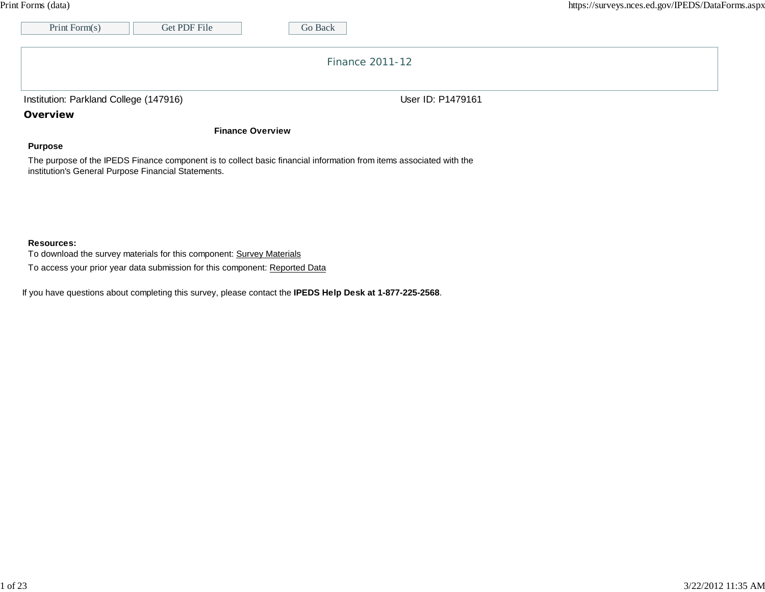Print Form(s) | Get PDF File | Go Back

# Finance 2011-12

Institution: Parkland College (147916)    User ID: P1479161

## Overview

### Finance Overview

**Purpose**

The purpose of the IPEDS Finance component is to collect basic financial information from items associated with the institution's General Purpose Financial Statements.

**Resources:**

To download the survey materials for this component: Survey Materials

To access your prior year data submission for this component: Reported Data

If you have questions about completing this survey, please contact the **IPEDS Help Desk at 1-877-225-2568**.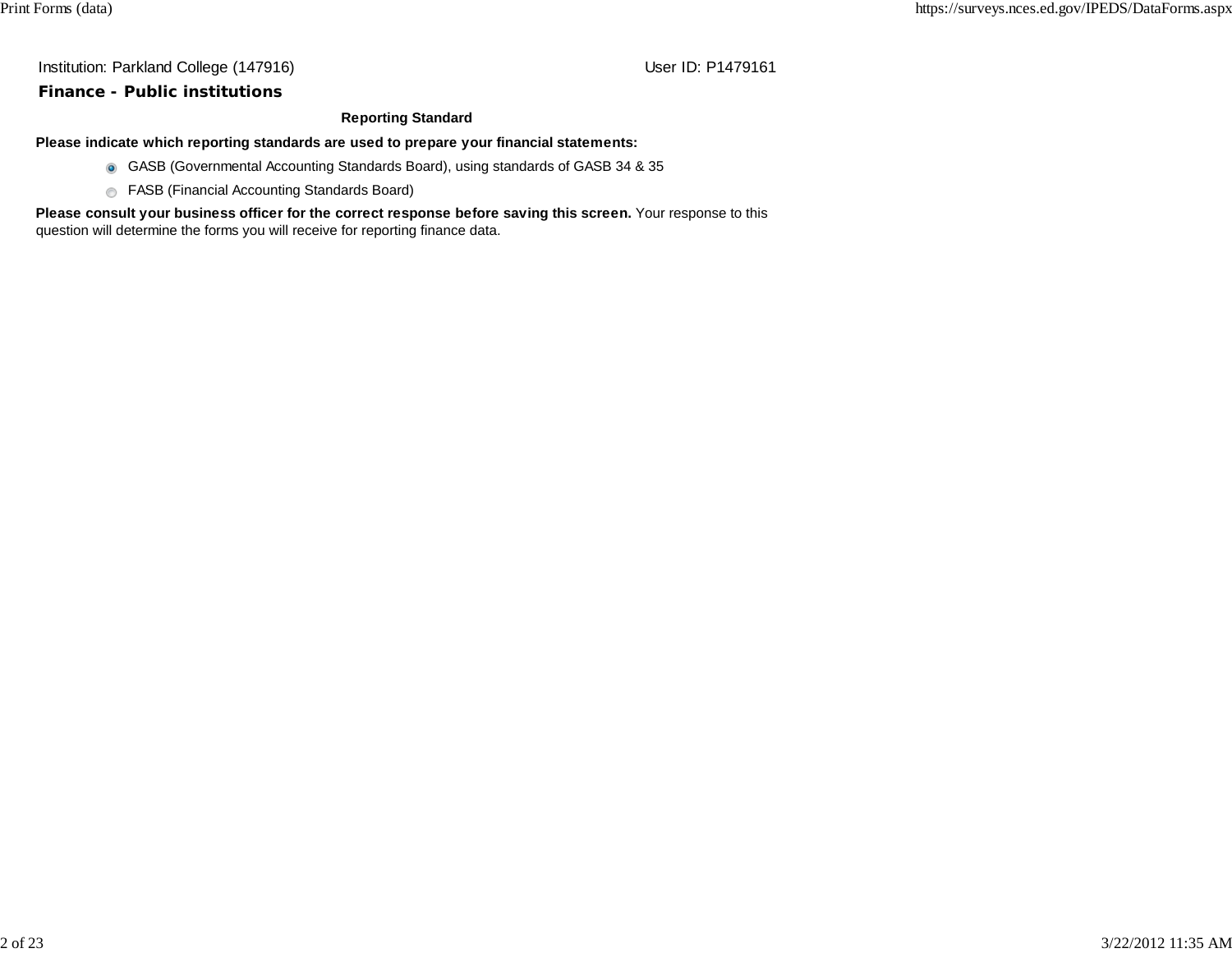Institution: Parkland College (147916) User ID: P1479161

## Finance - Public institutions

### Reporting Standard

**Please indicate which reporting standards are used to prepare your financial statements:**

- (●) GASB (Governmental Accounting Standards Board), using standards of GASB 34 & 35
- ( ) FASB (Financial Accounting Standards Board)

**Please consult your business officer for the correct response before saving this screen.** Your response to this question will determine the forms you will receive for reporting finance data.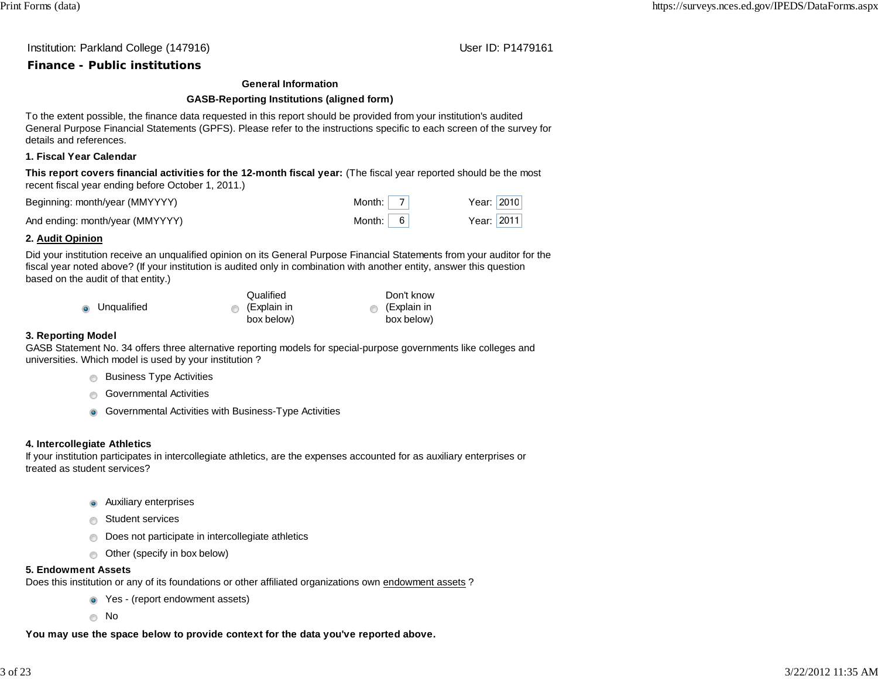Institution: Parkland College (147916) User ID: P1479161

## Finance - Public institutions

**General Information**

**GASB-Reporting Institutions (aligned form)**

To the extent possible, the finance data requested in this report should be provided from your institution's audited General Purpose Financial Statements (GPFS). Please refer to the instructions specific to each screen of the survey for details and references.

### 1. Fiscal Year Calendar

**This report covers financial activities for the 12-month fiscal year:** (The fiscal year reported should be the most recent fiscal year ending before October 1, 2011.)

| | Month | Year |
|---|---|---|
| Beginning: month/year (MMYYYY) | 7 | 2010 |
| And ending: month/year (MMYYYY) | 6 | 2011 |

### 2. Audit Opinion

Did your institution receive an unqualified opinion on its General Purpose Financial Statements from your auditor for the fiscal year noted above? (If your institution is audited only in combination with another entity, answer this question based on the audit of that entity.)

- (•) Unqualified
- ( ) Qualified (Explain in box below)
- ( ) Don't know (Explain in box below)

### 3. Reporting Model

GASB Statement No. 34 offers three alternative reporting models for special-purpose governments like colleges and universities. Which model is used by your institution ?

- ( ) Business Type Activities
- ( ) Governmental Activities
- (•) Governmental Activities with Business-Type Activities

### 4. Intercollegiate Athletics

If your institution participates in intercollegiate athletics, are the expenses accounted for as auxiliary enterprises or treated as student services?

- (•) Auxiliary enterprises
- ( ) Student services
- ( ) Does not participate in intercollegiate athletics
- ( ) Other (specify in box below)

### 5. Endowment Assets

Does this institution or any of its foundations or other affiliated organizations own endowment assets ?

- (•) Yes - (report endowment assets)
- ( ) No

**You may use the space below to provide context for the data you've reported above.**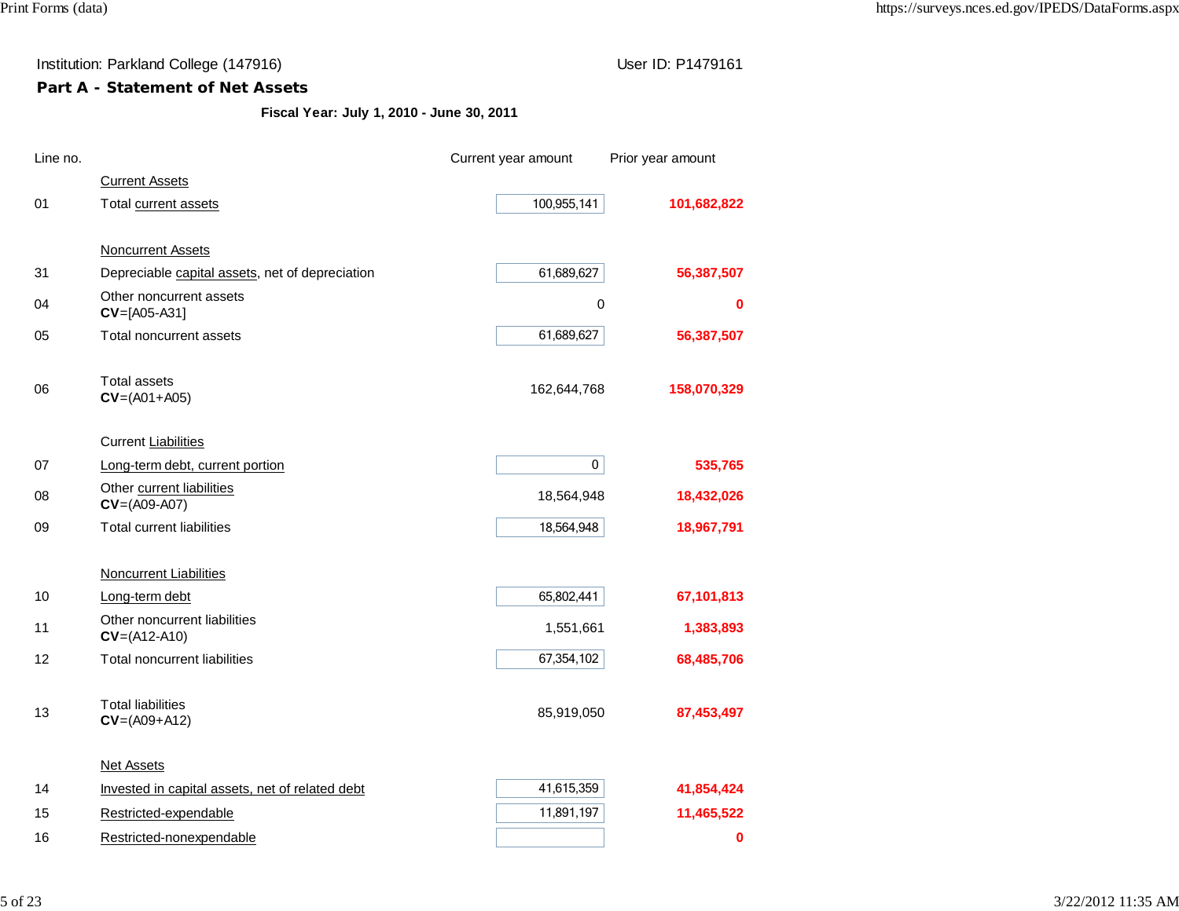Institution: Parkland College (147916)

User ID: P1479161

## Part A - Statement of Net Assets

**Fiscal Year: July 1, 2010 - June 30, 2011**

| Line no. | | Current year amount | Prior year amount |
|---|---|---|---|
| | Current Assets | | |
| 01 | Total current assets | 100,955,141 | **101,682,822** |
| | Noncurrent Assets | | |
| 31 | Depreciable capital assets, net of depreciation | 61,689,627 | **56,387,507** |
| 04 | Other noncurrent assets **CV**=[A05-A31] | 0 | **0** |
| 05 | Total noncurrent assets | 61,689,627 | **56,387,507** |
| 06 | Total assets **CV**=(A01+A05) | 162,644,768 | **158,070,329** |
| | Current Liabilities | | |
| 07 | Long-term debt, current portion | 0 | **535,765** |
| 08 | Other current liabilities **CV**=(A09-A07) | 18,564,948 | **18,432,026** |
| 09 | Total current liabilities | 18,564,948 | **18,967,791** |
| | Noncurrent Liabilities | | |
| 10 | Long-term debt | 65,802,441 | **67,101,813** |
| 11 | Other noncurrent liabilities **CV**=(A12-A10) | 1,551,661 | **1,383,893** |
| 12 | Total noncurrent liabilities | 67,354,102 | **68,485,706** |
| 13 | Total liabilities **CV**=(A09+A12) | 85,919,050 | **87,453,497** |
| | Net Assets | | |
| 14 | Invested in capital assets, net of related debt | 41,615,359 | **41,854,424** |
| 15 | Restricted-expendable | 11,891,197 | **11,465,522** |
| 16 | Restricted-nonexpendable | | **0** |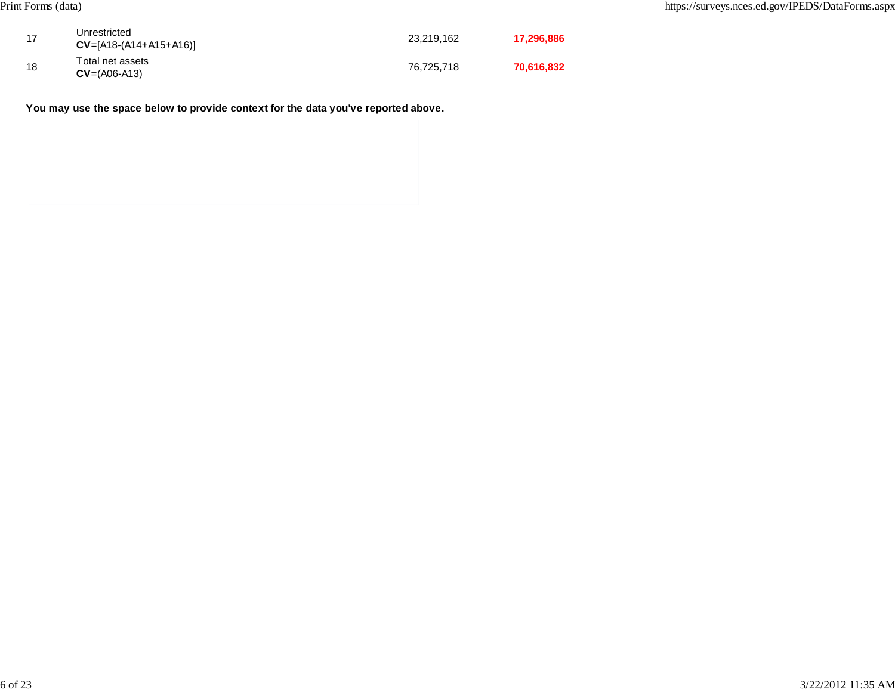| | | | |
|---|---|---|---|
| 17 | Unrestricted<br>**CV**=[A18-(A14+A15+A16)] | 23,219,162 | **17,296,886** |
| 18 | Total net assets<br>**CV**=(A06-A13) | 76,725,718 | **70,616,832** |

**You may use the space below to provide context for the data you've reported above.**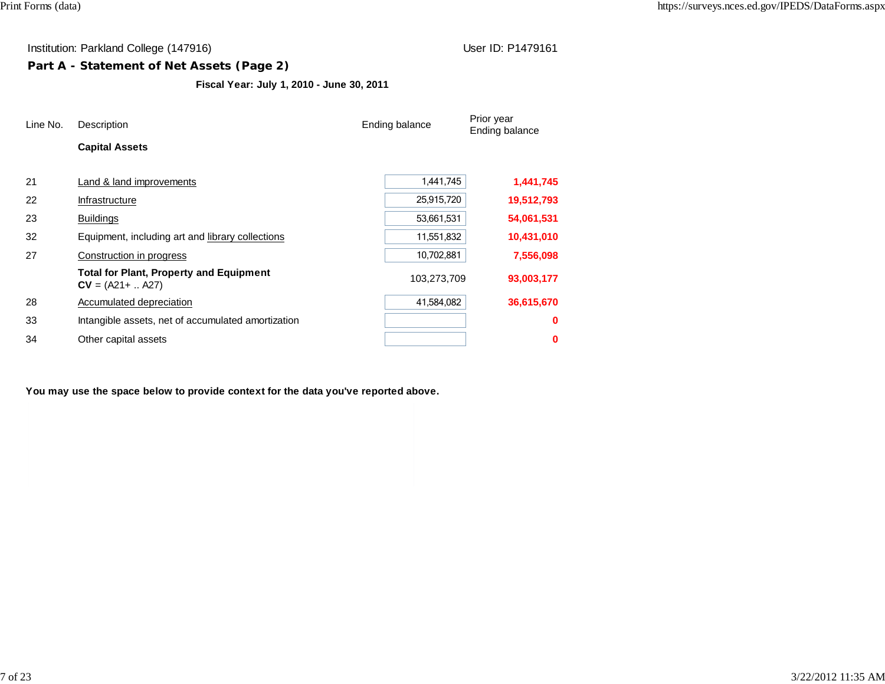Institution: Parkland College (147916) User ID: P1479161

## Part A - Statement of Net Assets (Page 2)

**Fiscal Year: July 1, 2010 - June 30, 2011**

| Line No. | Description | Ending balance | Prior year Ending balance |
|---|---|---|---|
| | **Capital Assets** | | |
| 21 | Land & land improvements | 1,441,745 | **1,441,745** |
| 22 | Infrastructure | 25,915,720 | **19,512,793** |
| 23 | Buildings | 53,661,531 | **54,061,531** |
| 32 | Equipment, including art and library collections | 11,551,832 | **10,431,010** |
| 27 | Construction in progress | 10,702,881 | **7,556,098** |
| | **Total for Plant, Property and Equipment** **CV** = (A21+ .. A27) | 103,273,709 | **93,003,177** |
| 28 | Accumulated depreciation | 41,584,082 | **36,615,670** |
| 33 | Intangible assets, net of accumulated amortization | | **0** |
| 34 | Other capital assets | | **0** |

**You may use the space below to provide context for the data you've reported above.**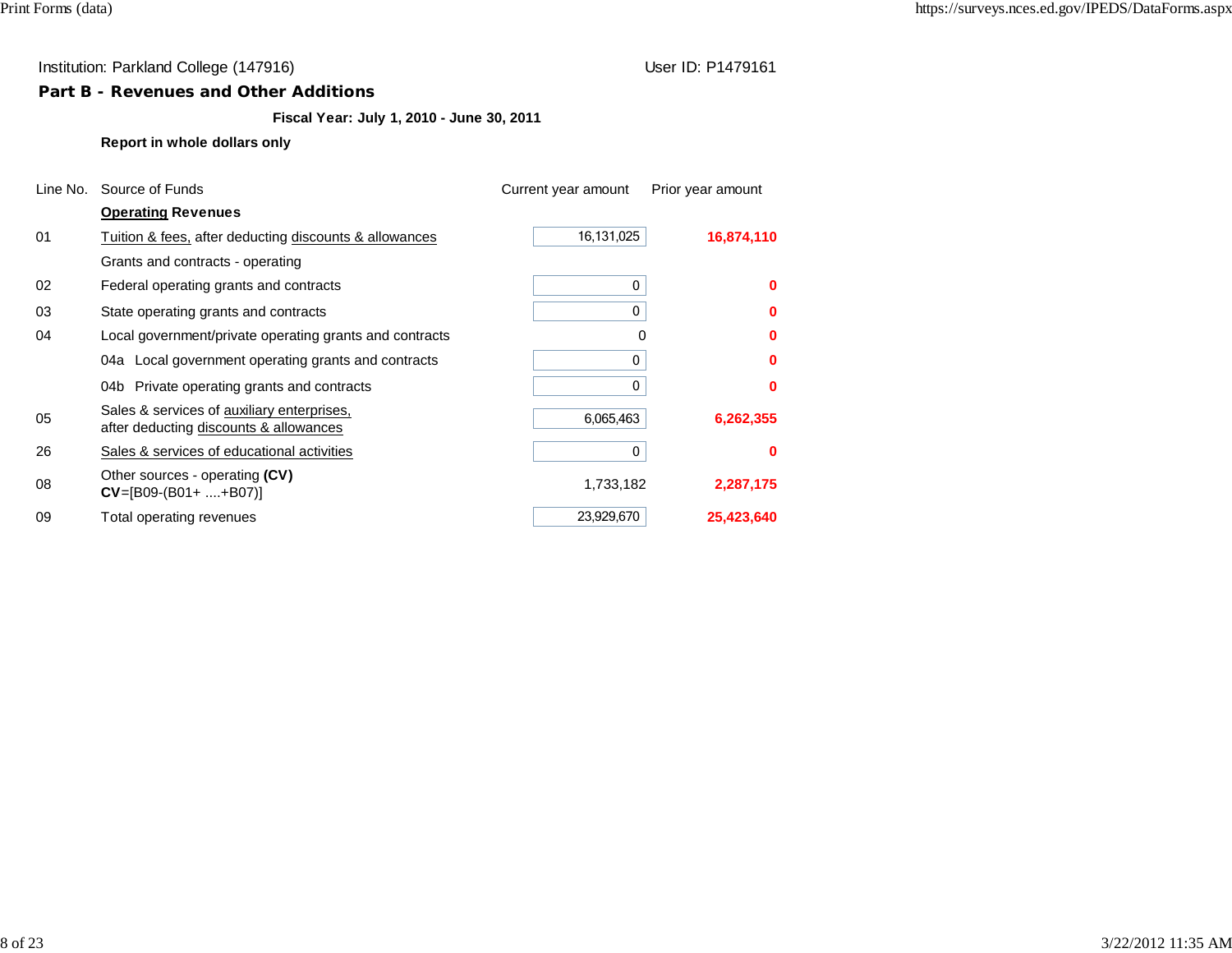Institution: Parkland College (147916) User ID: P1479161

## Part B - Revenues and Other Additions

**Fiscal Year: July 1, 2010 - June 30, 2011**

**Report in whole dollars only**

| Line No. | Source of Funds | Current year amount | Prior year amount |
|---|---|---|---|
| | **Operating Revenues** | | |
| 01 | Tuition & fees, after deducting discounts & allowances | 16,131,025 | **16,874,110** |
| | Grants and contracts - operating | | |
| 02 | Federal operating grants and contracts | 0 | **0** |
| 03 | State operating grants and contracts | 0 | **0** |
| 04 | Local government/private operating grants and contracts | 0 | **0** |
| | 04a Local government operating grants and contracts | 0 | **0** |
| | 04b Private operating grants and contracts | 0 | **0** |
| 05 | Sales & services of auxiliary enterprises, after deducting discounts & allowances | 6,065,463 | **6,262,355** |
| 26 | Sales & services of educational activities | 0 | **0** |
| 08 | Other sources - operating **(CV)** **CV**=[B09-(B01+ ....+B07)] | 1,733,182 | **2,287,175** |
| 09 | Total operating revenues | 23,929,670 | **25,423,640** |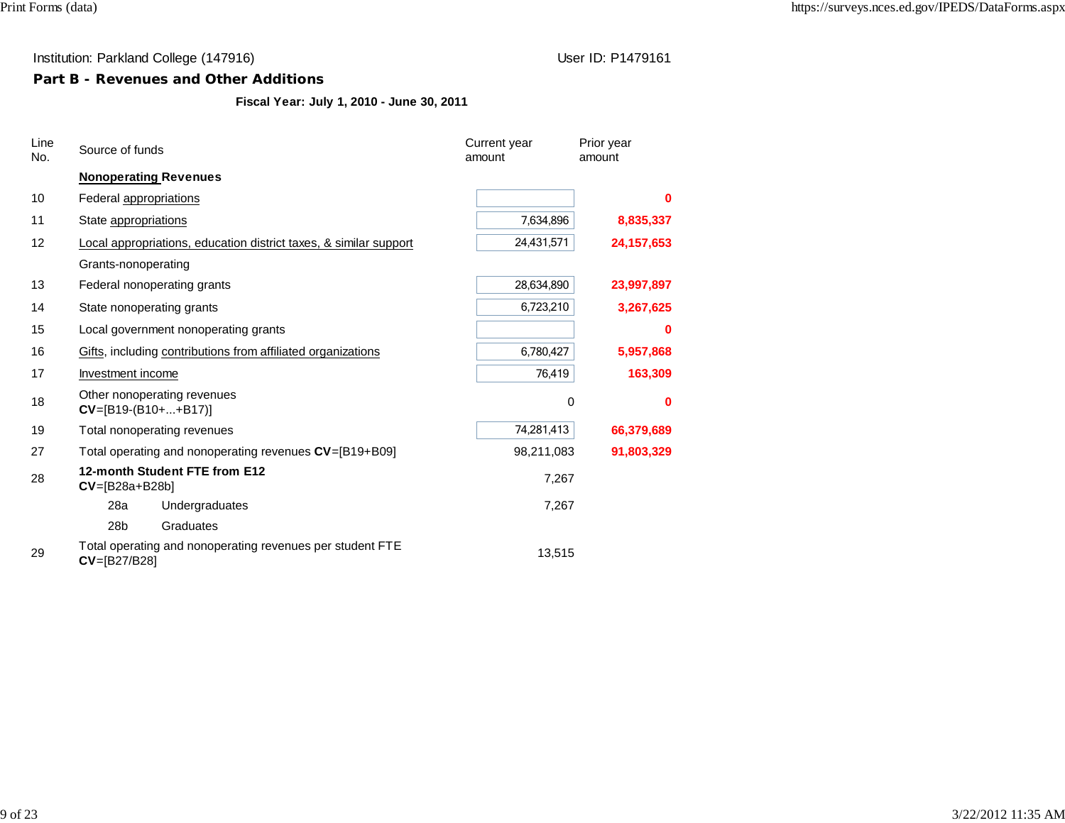Institution: Parkland College (147916) User ID: P1479161

## Part B - Revenues and Other Additions

**Fiscal Year: July 1, 2010 - June 30, 2011**

| Line No. | Source of funds | Current year amount | Prior year amount |
|---|---|---|---|
| | **Nonoperating Revenues** | | |
| 10 | Federal appropriations | | **0** |
| 11 | State appropriations | 7,634,896 | **8,835,337** |
| 12 | Local appropriations, education district taxes, & similar support | 24,431,571 | **24,157,653** |
| | Grants-nonoperating | | |
| 13 | Federal nonoperating grants | 28,634,890 | **23,997,897** |
| 14 | State nonoperating grants | 6,723,210 | **3,267,625** |
| 15 | Local government nonoperating grants | | **0** |
| 16 | Gifts, including contributions from affiliated organizations | 6,780,427 | **5,957,868** |
| 17 | Investment income | 76,419 | **163,309** |
| 18 | Other nonoperating revenues **CV**=[B19-(B10+...+B17)] | 0 | **0** |
| 19 | Total nonoperating revenues | 74,281,413 | **66,379,689** |
| 27 | Total operating and nonoperating revenues **CV**=[B19+B09] | 98,211,083 | **91,803,329** |
| 28 | **12-month Student FTE from E12** **CV**=[B28a+B28b] | 7,267 | |
| | 28a Undergraduates | 7,267 | |
| | 28b Graduates | | |
| 29 | Total operating and nonoperating revenues per student FTE **CV**=[B27/B28] | 13,515 | |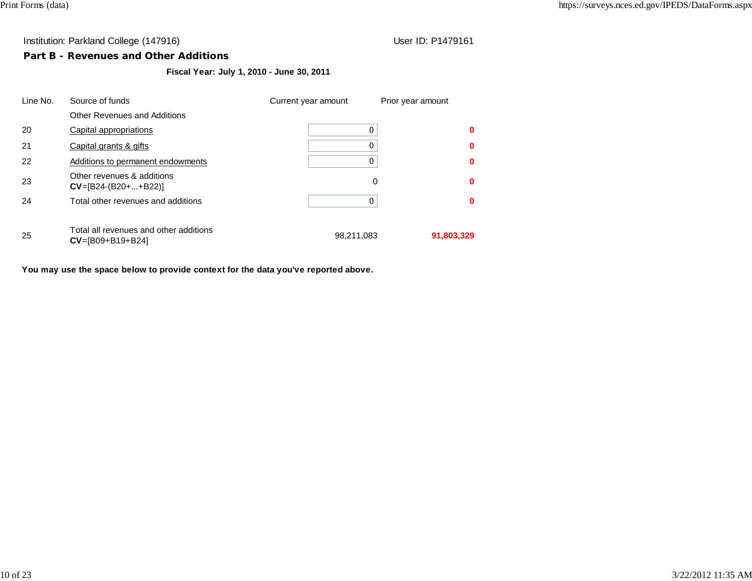Institution: Parkland College (147916) User ID: P1479161

**Part B - Revenues and Other Additions**

**Fiscal Year: July 1, 2010 - June 30, 2011**

| Line No. | Source of funds | Current year amount | Prior year amount |
|---|---|---|---|
| | Other Revenues and Additions | | |
| 20 | Capital appropriations | 0 | **0** |
| 21 | Capital grants & gifts | 0 | **0** |
| 22 | Additions to permanent endowments | 0 | **0** |
| 23 | Other revenues & additions **CV**=[B24-(B20+...+B22)] | 0 | **0** |
| 24 | Total other revenues and additions | 0 | **0** |
| 25 | Total all revenues and other additions **CV**=[B09+B19+B24] | 98,211,083 | **91,803,329** |

**You may use the space below to provide context for the data you've reported above.**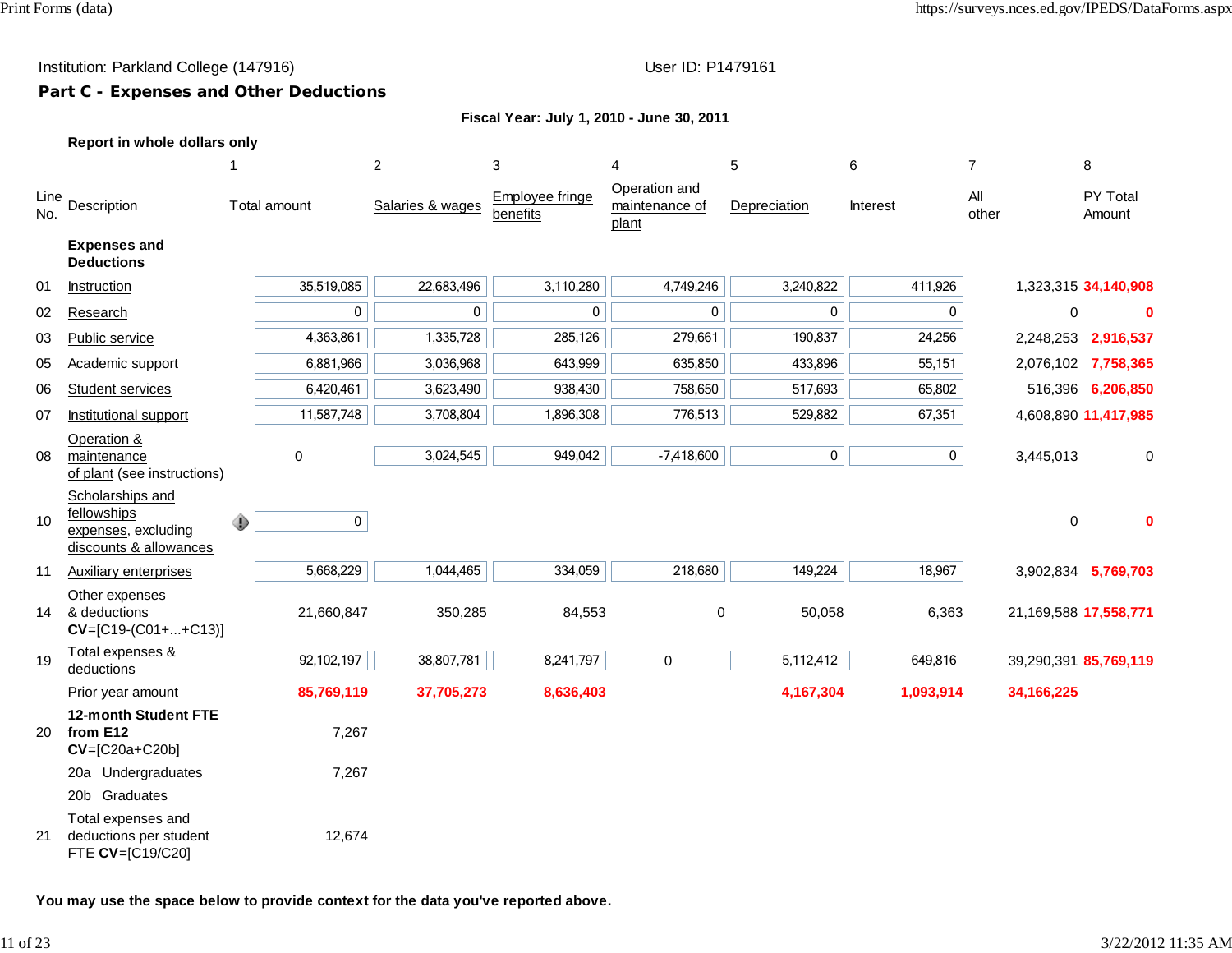Institution: Parkland College (147916) User ID: P1479161

## Part C - Expenses and Other Deductions

**Fiscal Year: July 1, 2010 - June 30, 2011**

**Report in whole dollars only**

| Line No. | Description | 1<br>Total amount | 2<br>Salaries & wages | 3<br>Employee fringe benefits | 4<br>Operation and maintenance of plant | 5<br>Depreciation | 6<br>Interest | 7<br>All other | 8<br>PY Total Amount |
|---|---|---|---|---|---|---|---|---|---|
| | **Expenses and Deductions** | | | | | | | | |
| 01 | Instruction | 35,519,085 | 22,683,496 | 3,110,280 | 4,749,246 | 3,240,822 | 411,926 | 1,323,315 | 34,140,908 |
| 02 | Research | 0 | 0 | 0 | 0 | 0 | 0 | 0 | 0 |
| 03 | Public service | 4,363,861 | 1,335,728 | 285,126 | 279,661 | 190,837 | 24,256 | 2,248,253 | 2,916,537 |
| 05 | Academic support | 6,881,966 | 3,036,968 | 643,999 | 635,850 | 433,896 | 55,151 | 2,076,102 | 7,758,365 |
| 06 | Student services | 6,420,461 | 3,623,490 | 938,430 | 758,650 | 517,693 | 65,802 | 516,396 | 6,206,850 |
| 07 | Institutional support | 11,587,748 | 3,708,804 | 1,896,308 | 776,513 | 529,882 | 67,351 | 4,608,890 | 11,417,985 |
| 08 | Operation & maintenance of plant (see instructions) | 0 | 3,024,545 | 949,042 | -7,418,600 | 0 | 0 | 3,445,013 | 0 |
| 10 | Scholarships and fellowships expenses, excluding discounts & allowances | 0 | | | | | | 0 | 0 |
| 11 | Auxiliary enterprises | 5,668,229 | 1,044,465 | 334,059 | 218,680 | 149,224 | 18,967 | 3,902,834 | 5,769,703 |
| 14 | Other expenses & deductions **CV**=[C19-(C01+...+C13)] | 21,660,847 | 350,285 | 84,553 | 0 | 50,058 | 6,363 | 21,169,588 | 17,558,771 |
| 19 | Total expenses & deductions | 92,102,197 | 38,807,781 | 8,241,797 | 0 | 5,112,412 | 649,816 | 39,290,391 | 85,769,119 |
| | Prior year amount | 85,769,119 | 37,705,273 | 8,636,403 | | 4,167,304 | 1,093,914 | 34,166,225 | |
| 20 | **12-month Student FTE from E12** **CV**=[C20a+C20b] | 7,267 | | | | | | | |
| | 20a Undergraduates | 7,267 | | | | | | | |
| | 20b Graduates | | | | | | | | |
| 21 | Total expenses and deductions per student FTE **CV**=[C19/C20] | 12,674 | | | | | | | |

**You may use the space below to provide context for the data you've reported above.**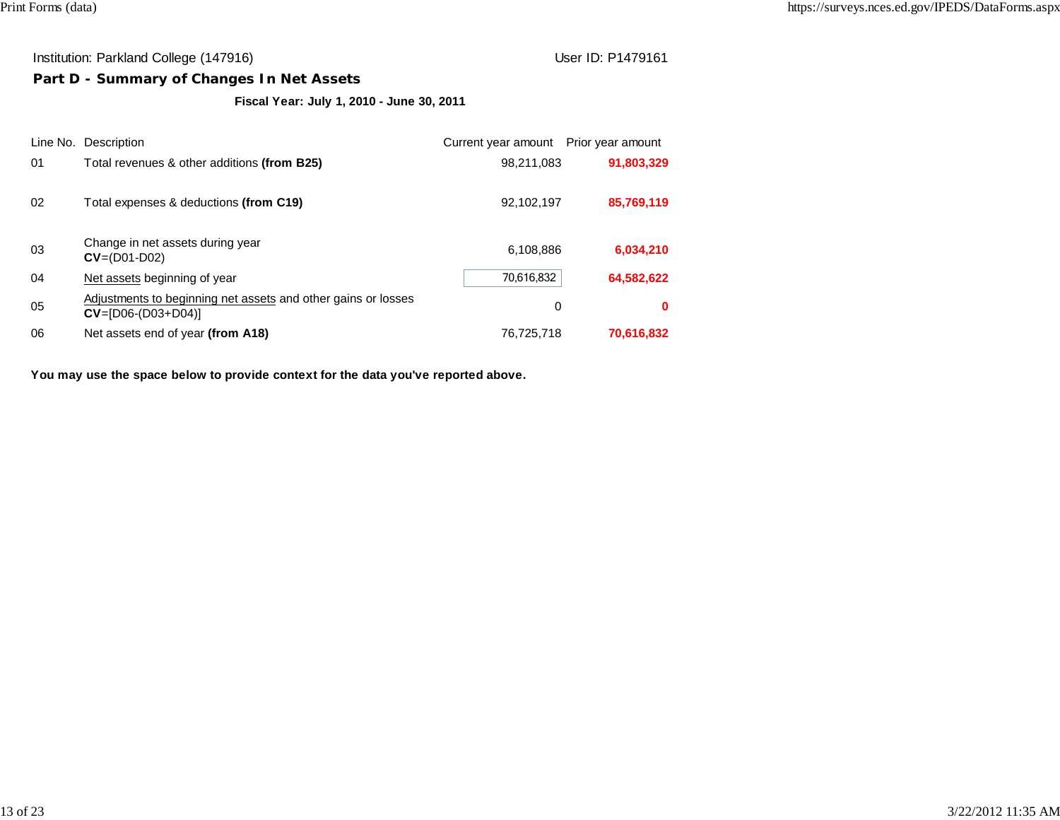Institution: Parkland College (147916)

User ID: P1479161

## Part D - Summary of Changes In Net Assets

**Fiscal Year: July 1, 2010 - June 30, 2011**

| Line No. | Description | Current year amount | Prior year amount |
|---|---|---|---|
| 01 | Total revenues & other additions **(from B25)** | 98,211,083 | **91,803,329** |
| 02 | Total expenses & deductions **(from C19)** | 92,102,197 | **85,769,119** |
| 03 | Change in net assets during year **CV**=(D01-D02) | 6,108,886 | **6,034,210** |
| 04 | Net assets beginning of year | 70,616,832 | **64,582,622** |
| 05 | Adjustments to beginning net assets and other gains or losses **CV**=[D06-(D03+D04)] | 0 | **0** |
| 06 | Net assets end of year **(from A18)** | 76,725,718 | **70,616,832** |

**You may use the space below to provide context for the data you've reported above.**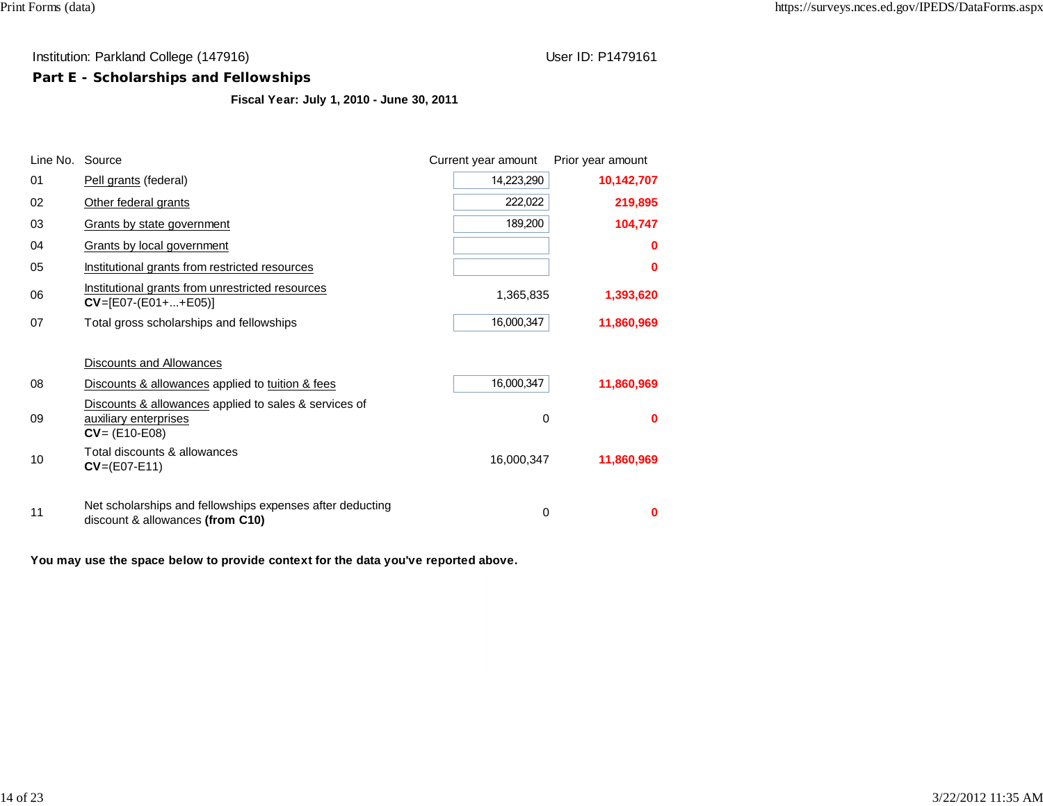Institution: Parkland College (147916)

User ID: P1479161

## Part E - Scholarships and Fellowships

**Fiscal Year: July 1, 2010 - June 30, 2011**

| Line No. | Source | Current year amount | Prior year amount |
|---|---|---|---|
| 01 | Pell grants (federal) | 14,223,290 | **10,142,707** |
| 02 | Other federal grants | 222,022 | **219,895** |
| 03 | Grants by state government | 189,200 | **104,747** |
| 04 | Grants by local government | | **0** |
| 05 | Institutional grants from restricted resources | | **0** |
| 06 | Institutional grants from unrestricted resources **CV**=[E07-(E01+...+E05)] | 1,365,835 | **1,393,620** |
| 07 | Total gross scholarships and fellowships | 16,000,347 | **11,860,969** |
| | Discounts and Allowances | | |
| 08 | Discounts & allowances applied to tuition & fees | 16,000,347 | **11,860,969** |
| 09 | Discounts & allowances applied to sales & services of auxiliary enterprises **CV**= (E10-E08) | 0 | **0** |
| 10 | Total discounts & allowances **CV**=(E07-E11) | 16,000,347 | **11,860,969** |
| 11 | Net scholarships and fellowships expenses after deducting discount & allowances **(from C10)** | 0 | **0** |

**You may use the space below to provide context for the data you've reported above.**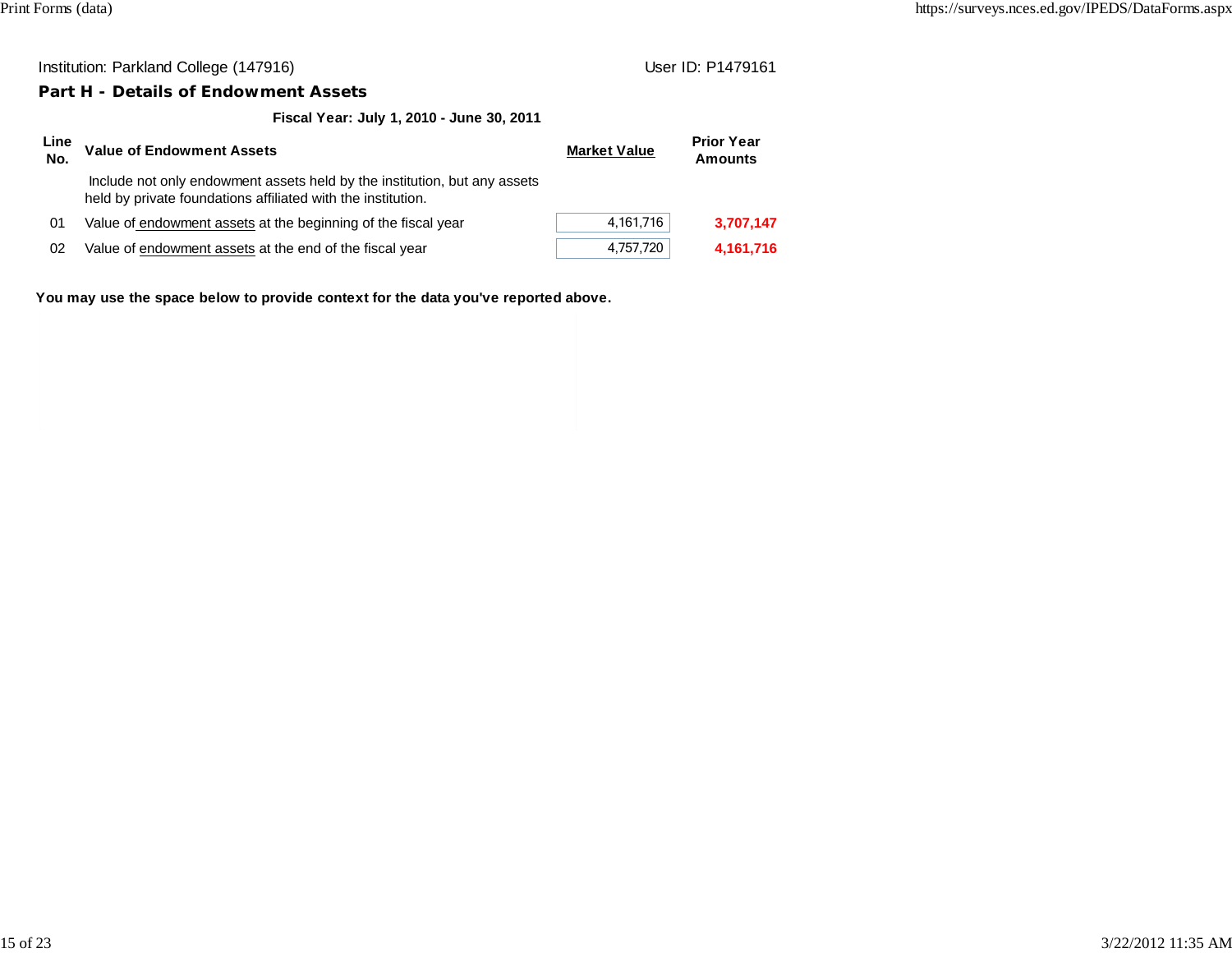Institution: Parkland College (147916) User ID: P1479161

## Part H - Details of Endowment Assets

**Fiscal Year: July 1, 2010 - June 30, 2011**

| Line No. | Value of Endowment Assets | Market Value | Prior Year Amounts |
|---|---|---|---|
| | Include not only endowment assets held by the institution, but any assets held by private foundations affiliated with the institution. | | |
| 01 | Value of endowment assets at the beginning of the fiscal year | 4,161,716 | **3,707,147** |
| 02 | Value of endowment assets at the end of the fiscal year | 4,757,720 | **4,161,716** |

**You may use the space below to provide context for the data you've reported above.**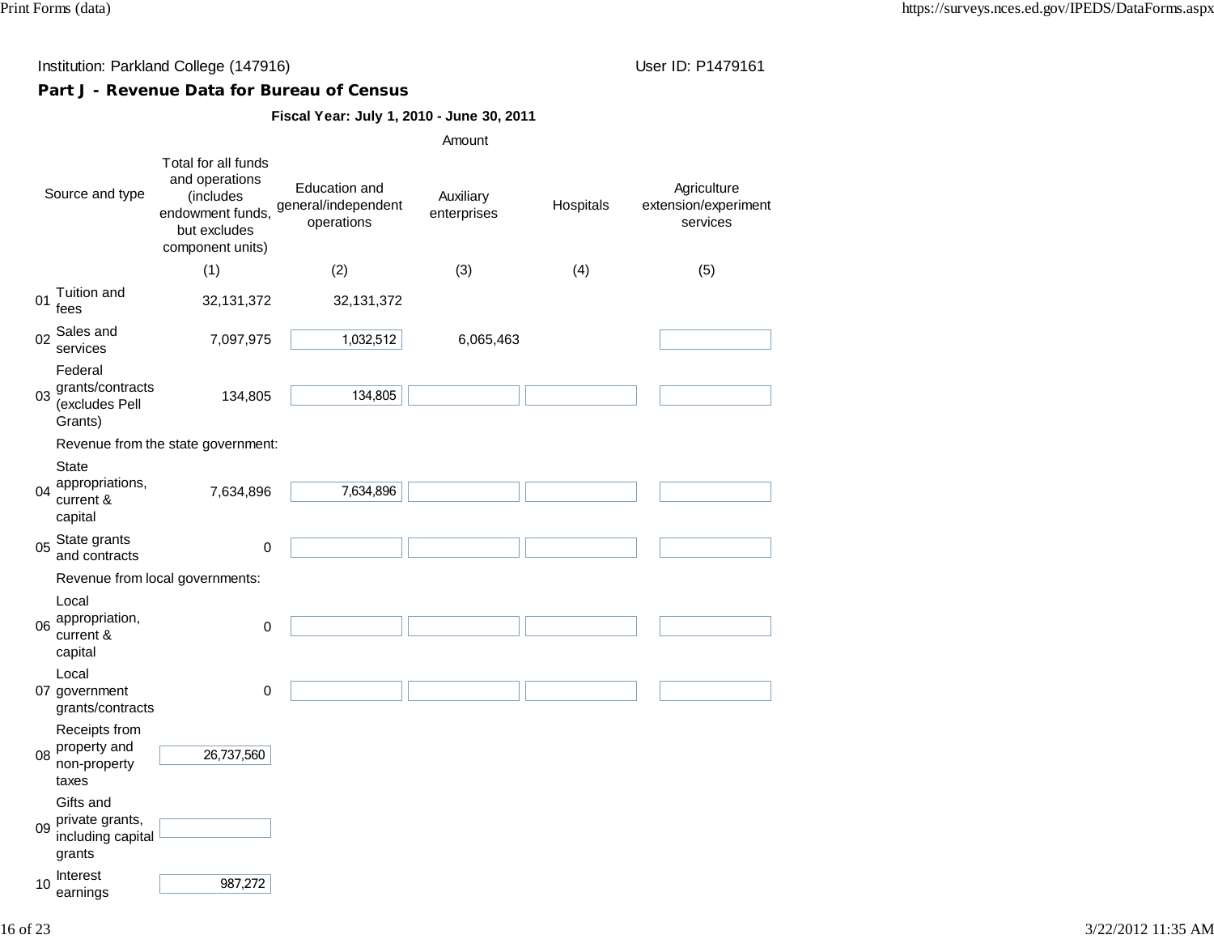Institution: Parkland College (147916)

User ID: P1479161

**Part J - Revenue Data for Bureau of Census**

**Fiscal Year: July 1, 2010 - June 30, 2011**

| | Source and type | Amount | | | | |
|---|---|---|---|---|---|---|
| | | Total for all funds and operations (includes endowment funds, but excludes component units) | Education and general/independent operations | Auxiliary enterprises | Hospitals | Agriculture extension/experiment services |
| | | (1) | (2) | (3) | (4) | (5) |
| 01 | Tuition and fees | 32,131,372 | 32,131,372 | | | |
| 02 | Sales and services | 7,097,975 | 1,032,512 | 6,065,463 | | |
| 03 | Federal grants/contracts (excludes Pell Grants) | 134,805 | 134,805 | | | |
| | Revenue from the state government: | | | | | |
| 04 | State appropriations, current & capital | 7,634,896 | 7,634,896 | | | |
| 05 | State grants and contracts | 0 | | | | |
| | Revenue from local governments: | | | | | |
| 06 | Local appropriation, current & capital | 0 | | | | |
| 07 | Local government grants/contracts | 0 | | | | |
| 08 | Receipts from property and non-property taxes | 26,737,560 | | | | |
| 09 | Gifts and private grants, including capital grants | | | | | |
| 10 | Interest earnings | 987,272 | | | | |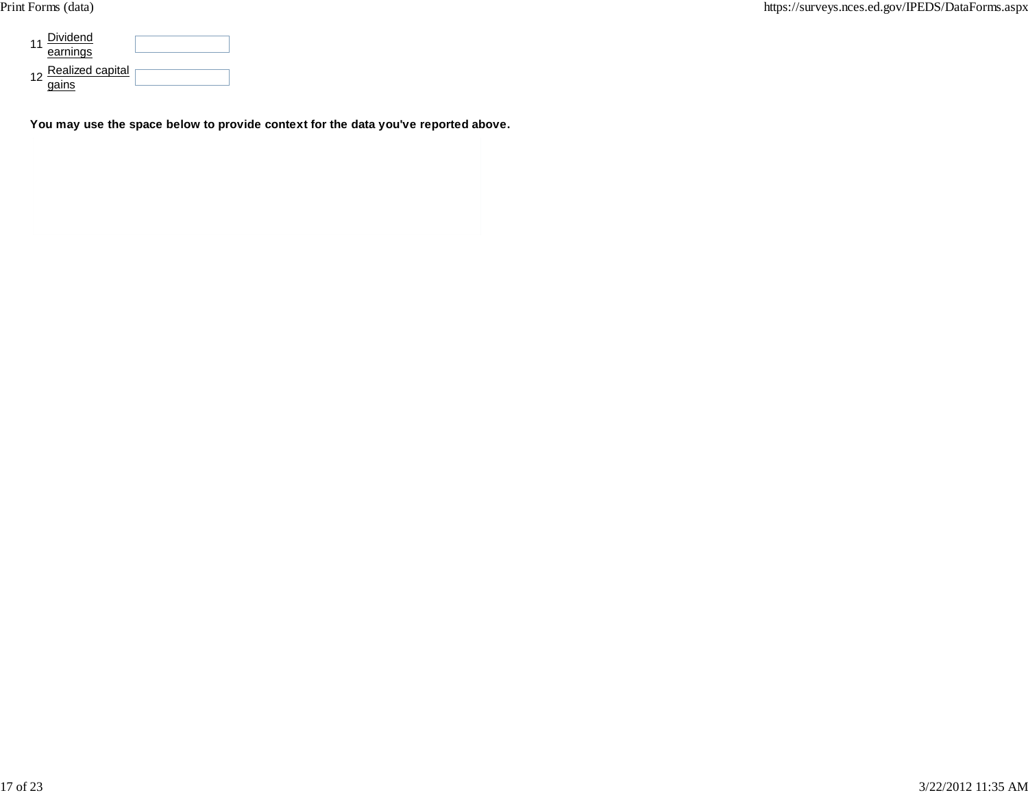11 Dividend earnings

12 Realized capital gains

**You may use the space below to provide context for the data you've reported above.**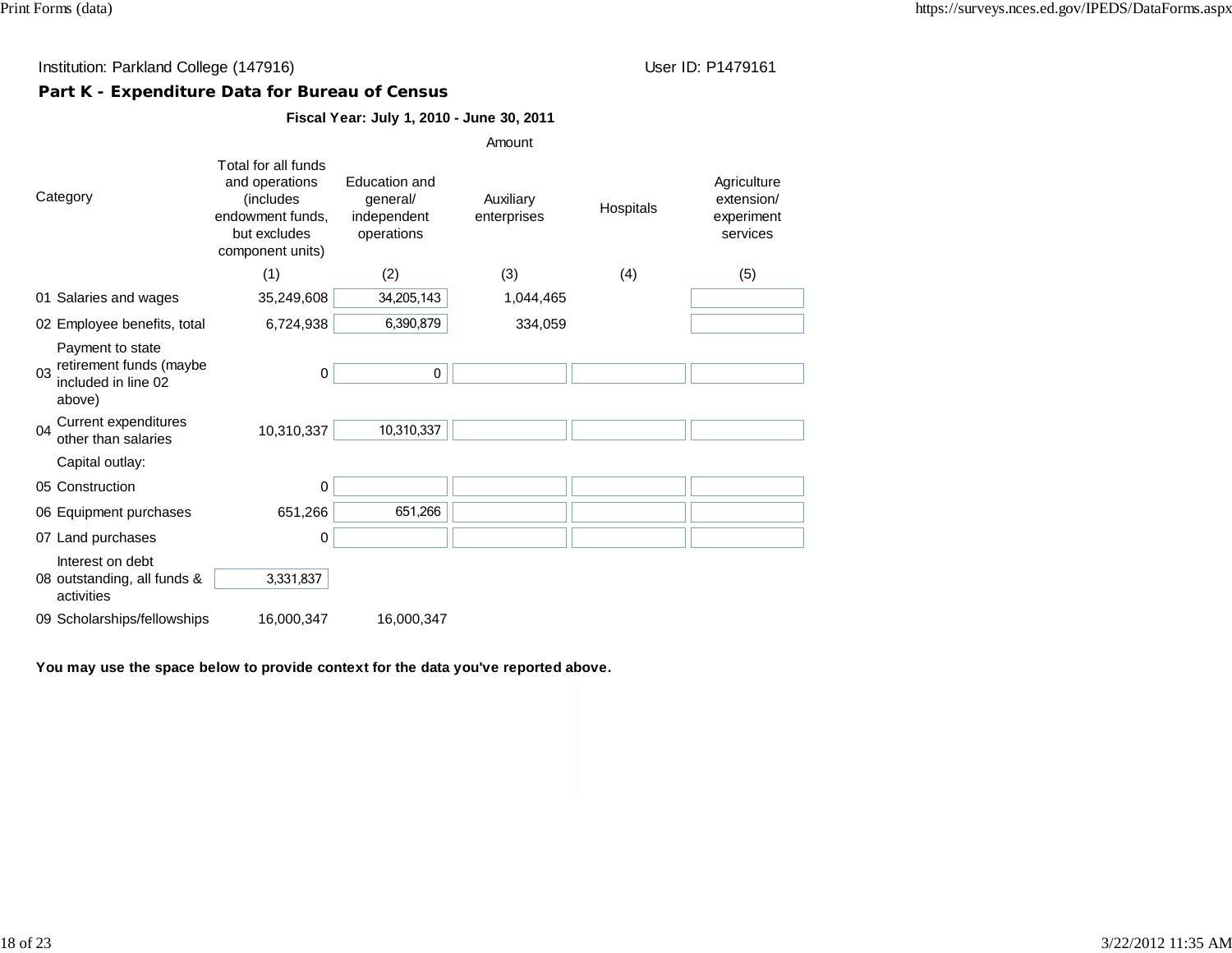Institution: Parkland College (147916)

User ID: P1479161

## Part K - Expenditure Data for Bureau of Census

**Fiscal Year: July 1, 2010 - June 30, 2011**

| Category | | Amount | | | |
|---|---|---|---|---|---|
| | Total for all funds and operations (includes endowment funds, but excludes component units) | Education and general/ independent operations | Auxiliary enterprises | Hospitals | Agriculture extension/ experiment services |
| | (1) | (2) | (3) | (4) | (5) |
| 01 Salaries and wages | 35,249,608 | 34,205,143 | 1,044,465 | | |
| 02 Employee benefits, total | 6,724,938 | 6,390,879 | 334,059 | | |
| 03 Payment to state retirement funds (maybe included in line 02 above) | 0 | 0 | | | |
| 04 Current expenditures other than salaries | 10,310,337 | 10,310,337 | | | |
| Capital outlay: | | | | | |
| 05 Construction | 0 | | | | |
| 06 Equipment purchases | 651,266 | 651,266 | | | |
| 07 Land purchases | 0 | | | | |
| 08 Interest on debt outstanding, all funds & activities | 3,331,837 | | | | |
| 09 Scholarships/fellowships | 16,000,347 | 16,000,347 | | | |

**You may use the space below to provide context for the data you've reported above.**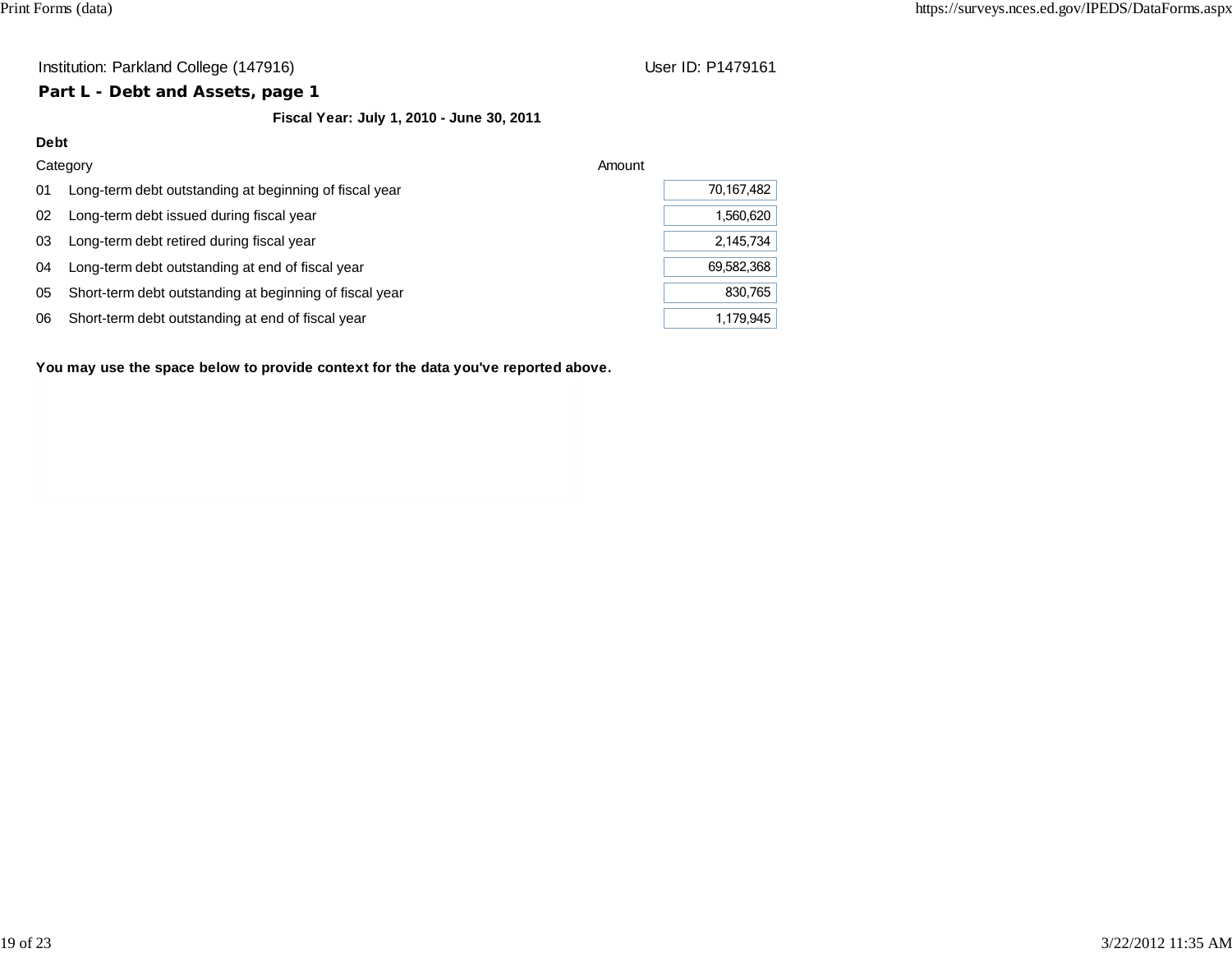Institution: Parkland College (147916) User ID: P1479161

## Part L - Debt and Assets, page 1

**Fiscal Year: July 1, 2010 - June 30, 2011**

**Debt**

| Category | | Amount |
|---|---|---|
| 01 | Long-term debt outstanding at beginning of fiscal year | 70,167,482 |
| 02 | Long-term debt issued during fiscal year | 1,560,620 |
| 03 | Long-term debt retired during fiscal year | 2,145,734 |
| 04 | Long-term debt outstanding at end of fiscal year | 69,582,368 |
| 05 | Short-term debt outstanding at beginning of fiscal year | 830,765 |
| 06 | Short-term debt outstanding at end of fiscal year | 1,179,945 |

**You may use the space below to provide context for the data you've reported above.**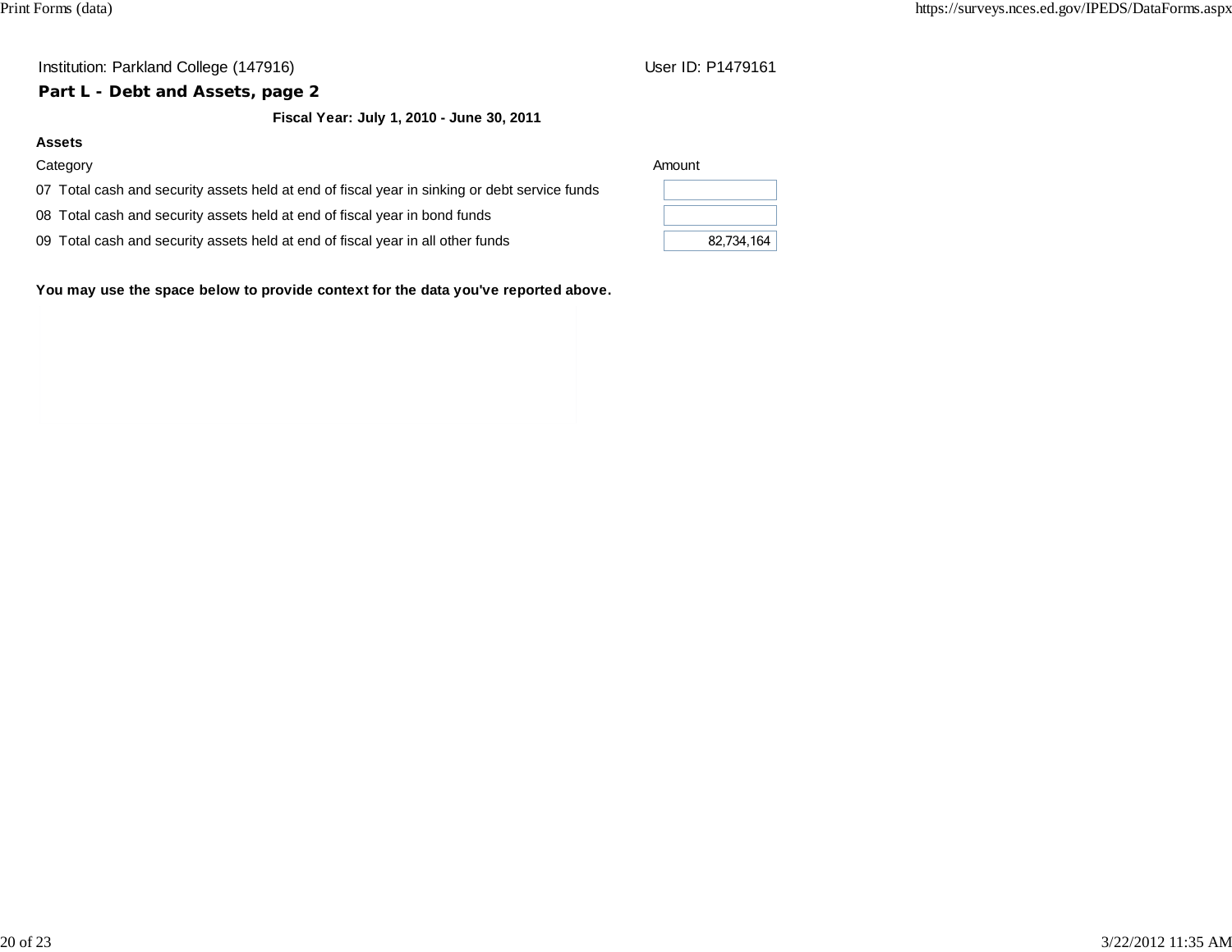Institution: Parkland College (147916) User ID: P1479161

## Part L - Debt and Assets, page 2

**Fiscal Year: July 1, 2010 - June 30, 2011**

**Assets**

| Category | Amount |
| --- | --- |
| 07 Total cash and security assets held at end of fiscal year in sinking or debt service funds | |
| 08 Total cash and security assets held at end of fiscal year in bond funds | |
| 09 Total cash and security assets held at end of fiscal year in all other funds | 82,734,164 |

**You may use the space below to provide context for the data you've reported above.**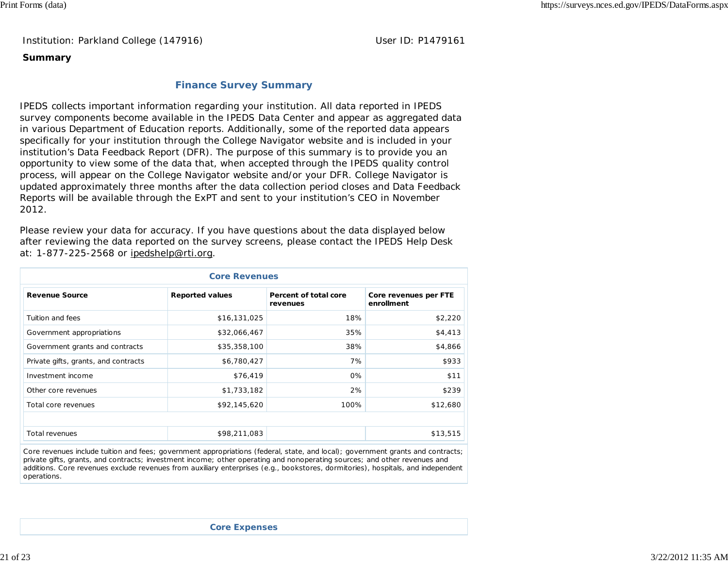Institution: Parkland College (147916) User ID: P1479161

**Summary**

## Finance Survey Summary

IPEDS collects important information regarding your institution. All data reported in IPEDS survey components become available in the IPEDS Data Center and appear as aggregated data in various Department of Education reports. Additionally, some of the reported data appears specifically for your institution through the College Navigator website and is included in your institution's Data Feedback Report (DFR). The purpose of this summary is to provide you an opportunity to view some of the data that, when accepted through the IPEDS quality control process, will appear on the College Navigator website and/or your DFR. College Navigator is updated approximately three months after the data collection period closes and Data Feedback Reports will be available through the ExPT and sent to your institution's CEO in November 2012.

Please review your data for accuracy. If you have questions about the data displayed below after reviewing the data reported on the survey screens, please contact the IPEDS Help Desk at: 1-877-225-2568 or ipedshelp@rti.org.

### Core Revenues

| Revenue Source | Reported values | Percent of total core revenues | Core revenues per FTE enrollment |
|---|---|---|---|
| Tuition and fees | $16,131,025 | 18% | $2,220 |
| Government appropriations | $32,066,467 | 35% | $4,413 |
| Government grants and contracts | $35,358,100 | 38% | $4,866 |
| Private gifts, grants, and contracts | $6,780,427 | 7% | $933 |
| Investment income | $76,419 | 0% | $11 |
| Other core revenues | $1,733,182 | 2% | $239 |
| Total core revenues | $92,145,620 | 100% | $12,680 |
| | | | |
| Total revenues | $98,211,083 | | $13,515 |

Core revenues include tuition and fees; government appropriations (federal, state, and local); government grants and contracts; private gifts, grants, and contracts; investment income; other operating and nonoperating sources; and other revenues and additions. Core revenues exclude revenues from auxiliary enterprises (e.g., bookstores, dormitories), hospitals, and independent operations.

### Core Expenses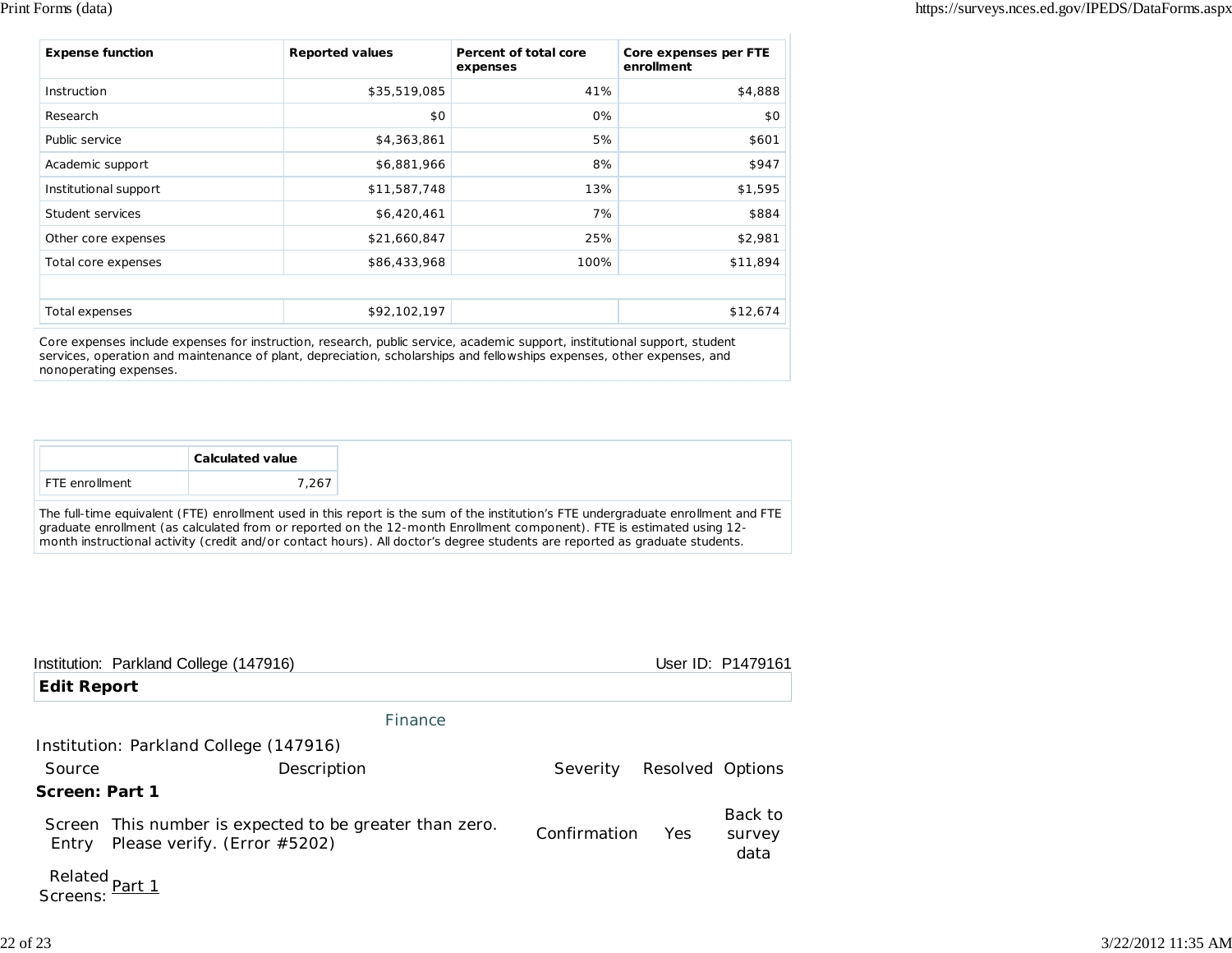| Expense function | Reported values | Percent of total core expenses | Core expenses per FTE enrollment |
|---|---|---|---|
| Instruction | $35,519,085 | 41% | $4,888 |
| Research | $0 | 0% | $0 |
| Public service | $4,363,861 | 5% | $601 |
| Academic support | $6,881,966 | 8% | $947 |
| Institutional support | $11,587,748 | 13% | $1,595 |
| Student services | $6,420,461 | 7% | $884 |
| Other core expenses | $21,660,847 | 25% | $2,981 |
| Total core expenses | $86,433,968 | 100% | $11,894 |
| | | | |
| Total expenses | $92,102,197 | | $12,674 |

Core expenses include expenses for instruction, research, public service, academic support, institutional support, student services, operation and maintenance of plant, depreciation, scholarships and fellowships expenses, other expenses, and nonoperating expenses.

| | Calculated value |
|---|---|
| FTE enrollment | 7,267 |

The full-time equivalent (FTE) enrollment used in this report is the sum of the institution's FTE undergraduate enrollment and FTE graduate enrollment (as calculated from or reported on the 12-month Enrollment component). FTE is estimated using 12-month instructional activity (credit and/or contact hours). All doctor's degree students are reported as graduate students.

Institution: Parkland College (147916) User ID: P1479161

## Edit Report

Finance

Institution: Parkland College (147916)

| Source | Description | Severity | Resolved | Options |
|---|---|---|---|---|
| **Screen: Part 1** | | | | |
| Screen Entry | This number is expected to be greater than zero. Please verify. (Error #5202) | Confirmation | Yes | Back to survey data |
| Related Screens: | Part 1 | | | |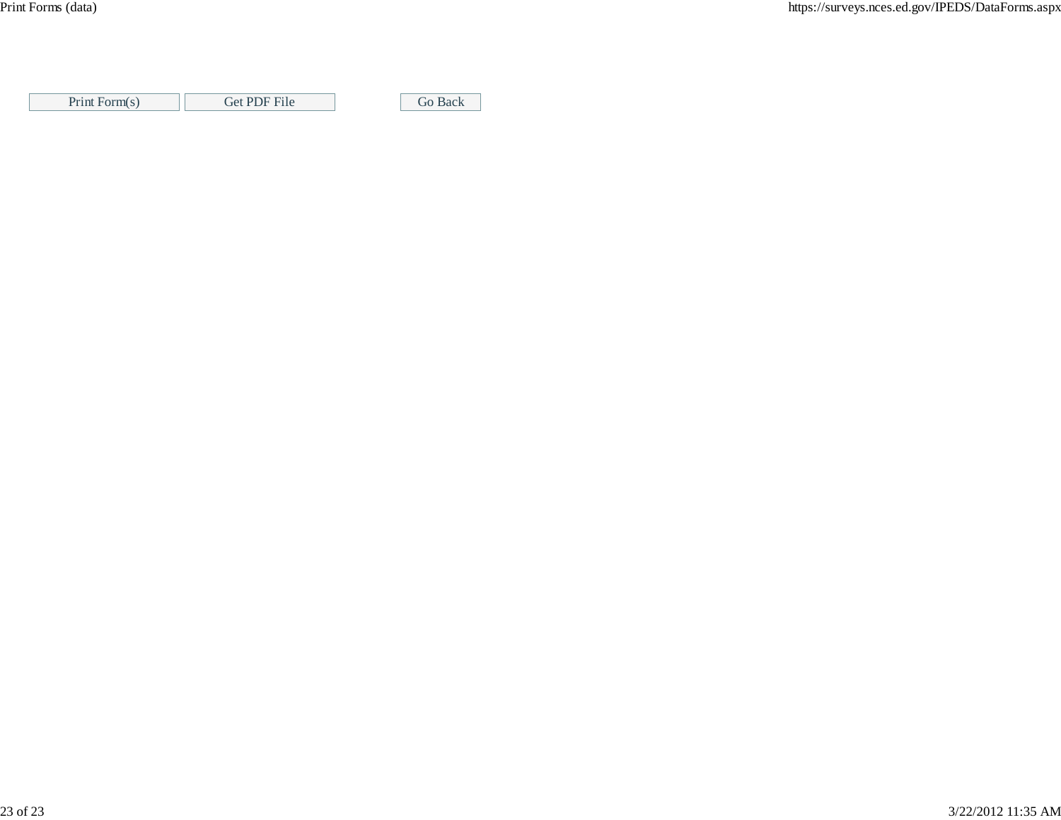Print Form(s) Get PDF File Go Back